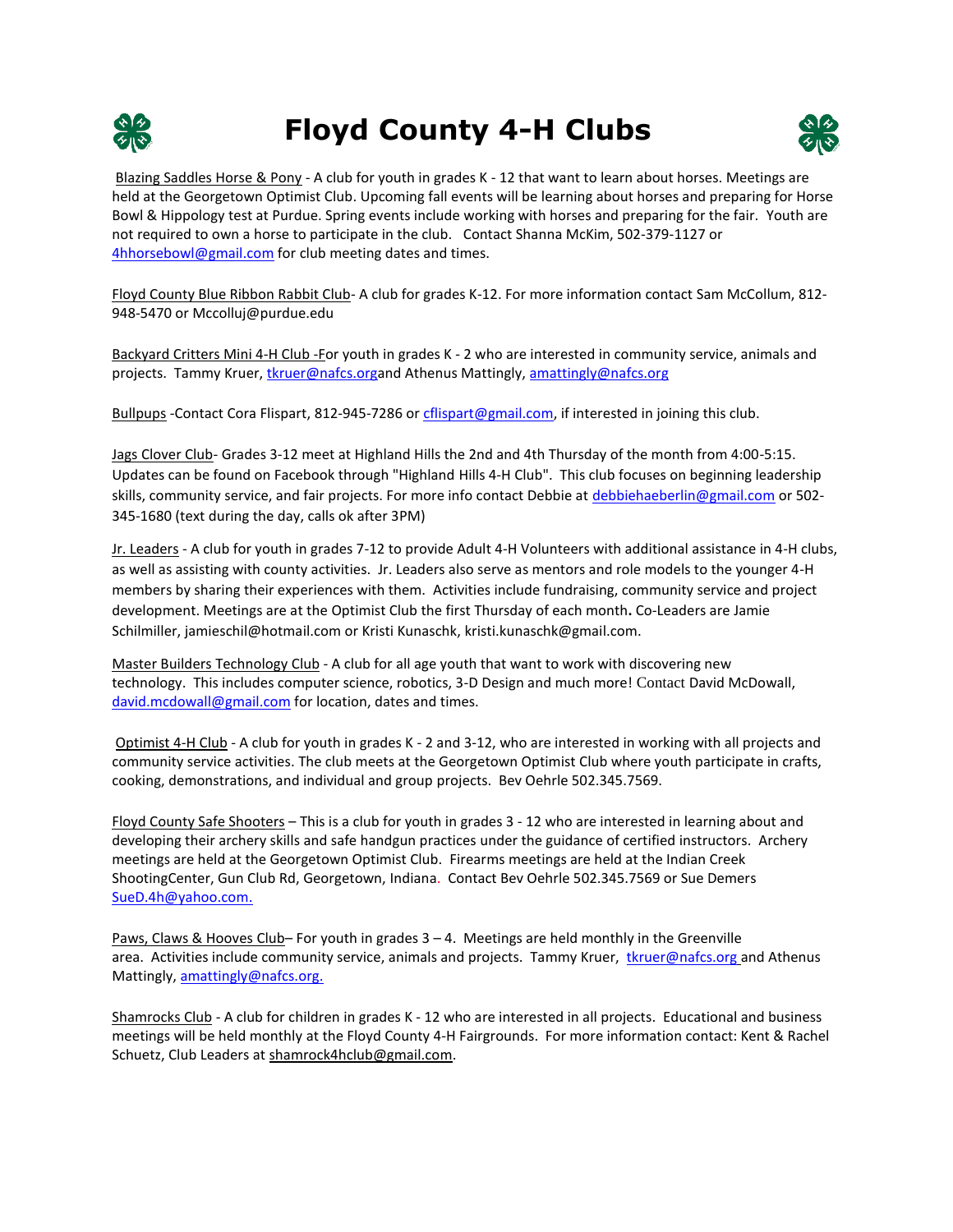# Floyd County 4-H Clubs

Blazing Saddles Horse & Pony - A club for youth in grades K - 12 that want to learn about horses. Meetings are held at the Georgetown Optimist Club. Upcoming fall events will be learning about horses and preparing for Horse Bowl & Hippology test at Purdue. Spring events include working with horses and preparing for the fair. Youth are not required to own a horse to participate in the club. Contact Shanna McKim, 502-379-1127 or 4hhorsebowl@gmail.com for club meeting dates and times.

Floyd County Blue Ribbon Rabbit Club- A club for grades K-12. For more information contact Sam McCollum, 812-948-5470 or Mccolluj@purdue.edu

Backyard Critters Mini 4-H Club -For youth in grades K - 2 who are interested in community service, animals and projects. Tammy Kruer, tkruer@nafcs.organd Athenus Mattingly, amattingly@nafcs.org

Bullpups -Contact Cora Flispart, 812-945-7286 or cflispart@gmail.com, if interested in joining this club.

Jags Clover Club- Grades 3-12 meet at Highland Hills the 2nd and 4th Thursday of the month from 4:00-5:15. Updates can be found on Facebook through "Highland Hills 4-H Club". This club focuses on beginning leadership skills, community service, and fair projects. For more info contact Debbie at debbiehaeberlin@gmail.com or 502-345-1680 (text during the day, calls ok after 3PM)

Jr. Leaders - A club for youth in grades 7-12 to provide Adult 4-H Volunteers with additional assistance in 4-H clubs, as well as assisting with county activities. Jr. Leaders also serve as mentors and role models to the younger 4-H members by sharing their experiences with them. Activities include fundraising, community service and project development. Meetings are at the Optimist Club the first Thursday of each month. Co-Leaders are Jamie Schilmiller, jamieschil@hotmail.com or Kristi Kunaschk, kristi.kunaschk@gmail.com.

Master Builders Technology Club - A club for all age youth that want to work with discovering new technology. This includes computer science, robotics, 3-D Design and much more! Contact David McDowall, david.mcdowall@gmail.com for location, dates and times.

Optimist 4-H Club - A club for youth in grades K - 2 and 3-12, who are interested in working with all projects and community service activities. The club meets at the Georgetown Optimist Club where youth participate in crafts, cooking, demonstrations, and individual and group projects. Bev Oehrle 502.345.7569.

Floyd County Safe Shooters – This is a club for youth in grades 3 - 12 who are interested in learning about and developing their archery skills and safe handgun practices under the guidance of certified instructors. Archery meetings are held at the Georgetown Optimist Club. Firearms meetings are held at the Indian Creek ShootingCenter, Gun Club Rd, Georgetown, Indiana. Contact Bev Oehrle 502.345.7569 or Sue Demers SueD.4h@yahoo.com.

Paws, Claws & Hooves Club– For youth in grades 3 – 4. Meetings are held monthly in the Greenville area. Activities include community service, animals and projects. Tammy Kruer, tkruer@nafcs.org and Athenus Mattingly, amattingly@nafcs.org.

Shamrocks Club - A club for children in grades K - 12 who are interested in all projects. Educational and business meetings will be held monthly at the Floyd County 4-H Fairgrounds. For more information contact: Kent & Rachel Schuetz, Club Leaders at shamrock4hclub@gmail.com.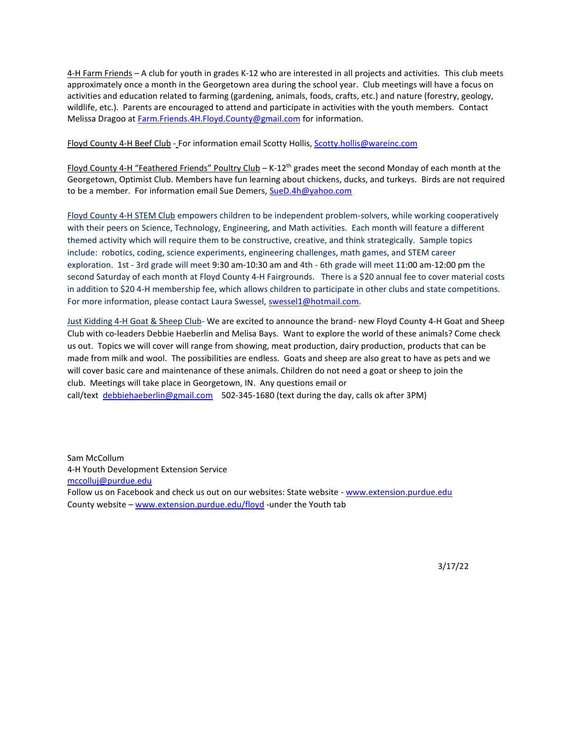4-H Farm Friends – A club for youth in grades K-12 who are interested in all projects and activities. This club meets approximately once a month in the Georgetown area during the school year. Club meetings will have a focus on activities and education related to farming (gardening, animals, foods, crafts, etc.) and nature (forestry, geology, wildlife, etc.). Parents are encouraged to attend and participate in activities with the youth members. Contact Melissa Dragoo at Farm.Friends.4H.Floyd.County@gmail.com for information.

Floyd County 4-H Beef Club - For information email Scotty Hollis, Scotty.hollis@wareinc.com

Floyd County 4-H "Feathered Friends" Poultry Club – K-12th grades meet the second Monday of each month at the Georgetown, Optimist Club. Members have fun learning about chickens, ducks, and turkeys. Birds are not required to be a member. For information email Sue Demers, SueD.4h@yahoo.com

Floyd County 4-H STEM Club empowers children to be independent problem-solvers, while working cooperatively with their peers on Science, Technology, Engineering, and Math activities. Each month will feature a different themed activity which will require them to be constructive, creative, and think strategically. Sample topics include: robotics, coding, science experiments, engineering challenges, math games, and STEM career exploration. 1st - 3rd grade will meet 9:30 am-10:30 am and 4th - 6th grade will meet 11:00 am-12:00 pm the second Saturday of each month at Floyd County 4-H Fairgrounds. There is a $20 annual fee to cover material costs in addition to $20 4-H membership fee, which allows children to participate in other clubs and state competitions. For more information, please contact Laura Swessel, swessel1@hotmail.com.

Just Kidding 4-H Goat & Sheep Club- We are excited to announce the brand- new Floyd County 4-H Goat and Sheep Club with co-leaders Debbie Haeberlin and Melisa Bays. Want to explore the world of these animals? Come check us out. Topics we will cover will range from showing, meat production, dairy production, products that can be made from milk and wool. The possibilities are endless. Goats and sheep are also great to have as pets and we will cover basic care and maintenance of these animals. Children do not need a goat or sheep to join the club. Meetings will take place in Georgetown, IN. Any questions email or call/text debbiehaeberlin@gmail.com 502-345-1680 (text during the day, calls ok after 3PM)

Sam McCollum
4-H Youth Development Extension Service
mccolluj@purdue.edu
Follow us on Facebook and check us out on our websites: State website - www.extension.purdue.edu
County website – www.extension.purdue.edu/floyd -under the Youth tab

3/17/22